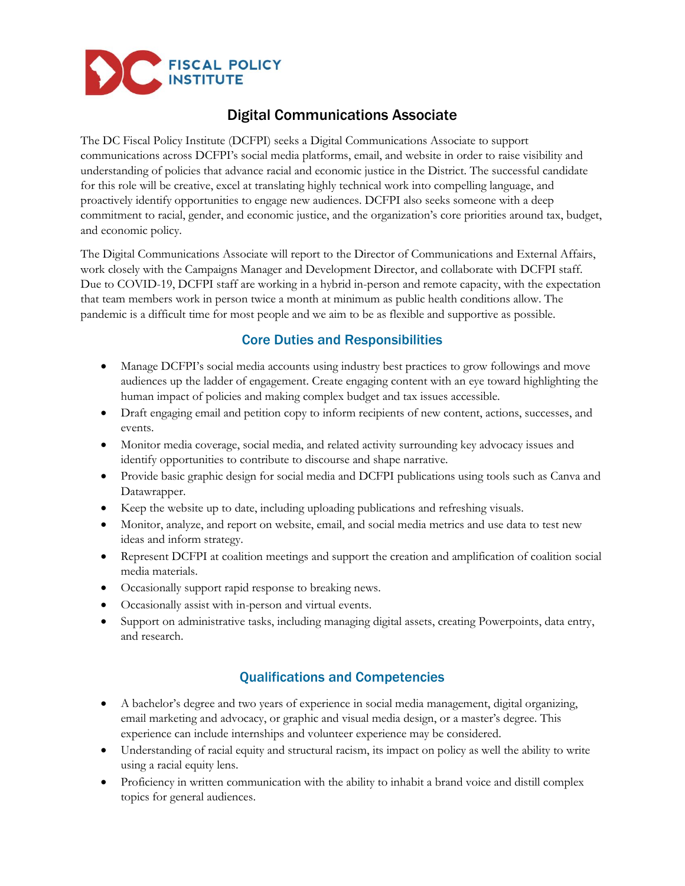DC FISCAL POLICY INSTITUTE

# Digital Communications Associate

The DC Fiscal Policy Institute (DCFPI) seeks a Digital Communications Associate to support communications across DCFPI's social media platforms, email, and website in order to raise visibility and understanding of policies that advance racial and economic justice in the District. The successful candidate for this role will be creative, excel at translating highly technical work into compelling language, and proactively identify opportunities to engage new audiences. DCFPI also seeks someone with a deep commitment to racial, gender, and economic justice, and the organization's core priorities around tax, budget, and economic policy.

The Digital Communications Associate will report to the Director of Communications and External Affairs, work closely with the Campaigns Manager and Development Director, and collaborate with DCFPI staff. Due to COVID-19, DCFPI staff are working in a hybrid in-person and remote capacity, with the expectation that team members work in person twice a month at minimum as public health conditions allow. The pandemic is a difficult time for most people and we aim to be as flexible and supportive as possible.

## Core Duties and Responsibilities

- Manage DCFPI's social media accounts using industry best practices to grow followings and move audiences up the ladder of engagement. Create engaging content with an eye toward highlighting the human impact of policies and making complex budget and tax issues accessible.
- Draft engaging email and petition copy to inform recipients of new content, actions, successes, and events.
- Monitor media coverage, social media, and related activity surrounding key advocacy issues and identify opportunities to contribute to discourse and shape narrative.
- Provide basic graphic design for social media and DCFPI publications using tools such as Canva and Datawrapper.
- Keep the website up to date, including uploading publications and refreshing visuals.
- Monitor, analyze, and report on website, email, and social media metrics and use data to test new ideas and inform strategy.
- Represent DCFPI at coalition meetings and support the creation and amplification of coalition social media materials.
- Occasionally support rapid response to breaking news.
- Occasionally assist with in-person and virtual events.
- Support on administrative tasks, including managing digital assets, creating Powerpoints, data entry, and research.

## Qualifications and Competencies

- A bachelor's degree and two years of experience in social media management, digital organizing, email marketing and advocacy, or graphic and visual media design, or a master's degree. This experience can include internships and volunteer experience may be considered.
- Understanding of racial equity and structural racism, its impact on policy as well the ability to write using a racial equity lens.
- Proficiency in written communication with the ability to inhabit a brand voice and distill complex topics for general audiences.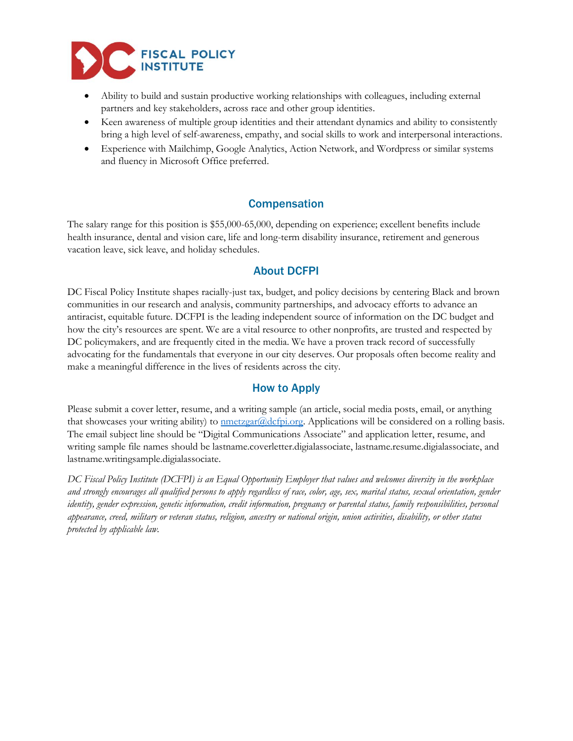- Ability to build and sustain productive working relationships with colleagues, including external partners and key stakeholders, across race and other group identities.
- Keen awareness of multiple group identities and their attendant dynamics and ability to consistently bring a high level of self-awareness, empathy, and social skills to work and interpersonal interactions.
- Experience with Mailchimp, Google Analytics, Action Network, and Wordpress or similar systems and fluency in Microsoft Office preferred.

## Compensation

The salary range for this position is $55,000-65,000, depending on experience; excellent benefits include health insurance, dental and vision care, life and long-term disability insurance, retirement and generous vacation leave, sick leave, and holiday schedules.

## About DCFPI

DC Fiscal Policy Institute shapes racially-just tax, budget, and policy decisions by centering Black and brown communities in our research and analysis, community partnerships, and advocacy efforts to advance an antiracist, equitable future. DCFPI is the leading independent source of information on the DC budget and how the city's resources are spent. We are a vital resource to other nonprofits, are trusted and respected by DC policymakers, and are frequently cited in the media. We have a proven track record of successfully advocating for the fundamentals that everyone in our city deserves. Our proposals often become reality and make a meaningful difference in the lives of residents across the city.

## How to Apply

Please submit a cover letter, resume, and a writing sample (an article, social media posts, email, or anything that showcases your writing ability) to nmetzgar@dcfpi.org. Applications will be considered on a rolling basis. The email subject line should be "Digital Communications Associate" and application letter, resume, and writing sample file names should be lastname.coverletter.digialassociate, lastname.resume.digialassociate, and lastname.writingsample.digialassociate.

*DC Fiscal Policy Institute (DCFPI) is an Equal Opportunity Employer that values and welcomes diversity in the workplace and strongly encourages all qualified persons to apply regardless of race, color, age, sex, marital status, sexual orientation, gender identity, gender expression, genetic information, credit information, pregnancy or parental status, family responsibilities, personal appearance, creed, military or veteran status, religion, ancestry or national origin, union activities, disability, or other status protected by applicable law.*